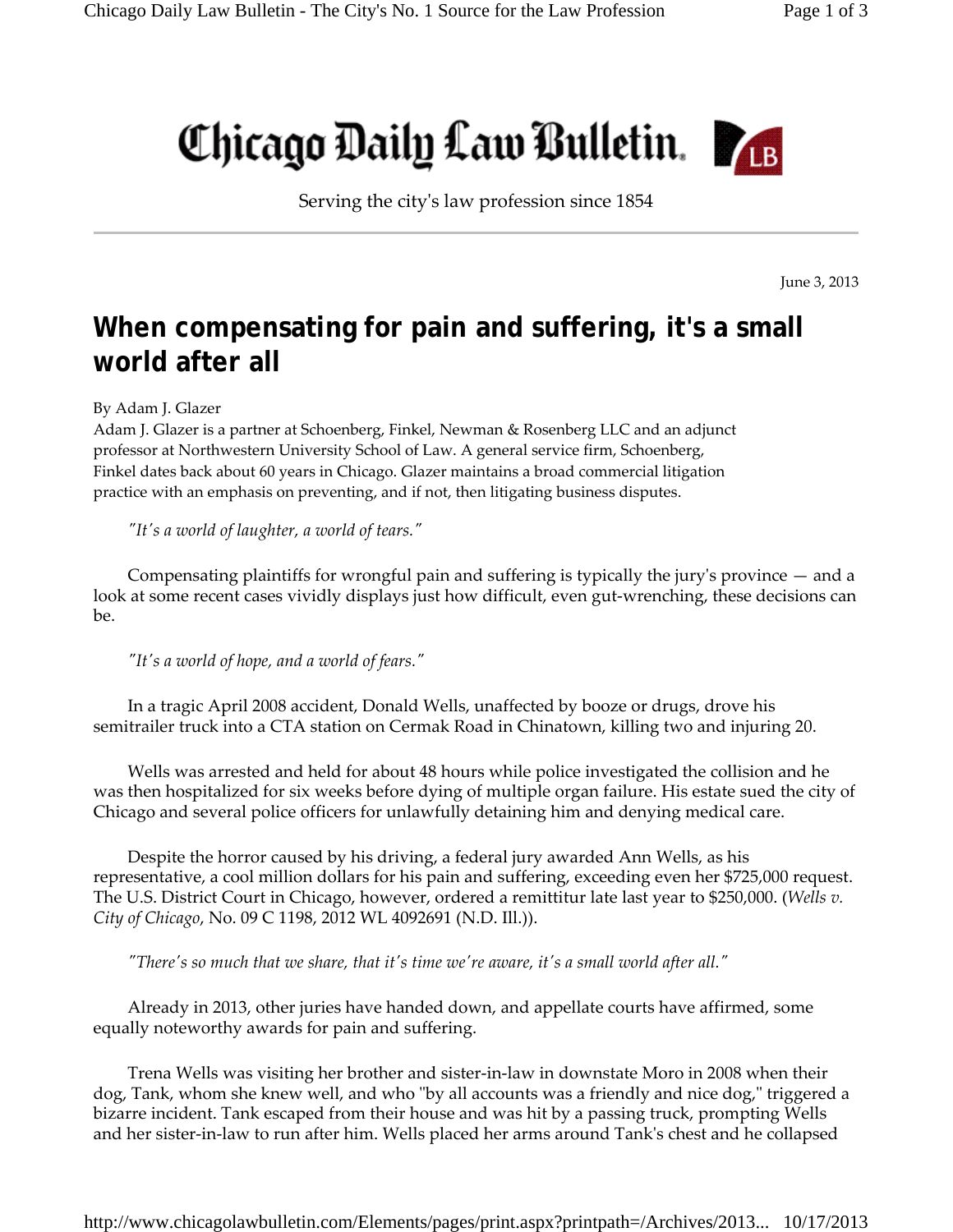# Chicago Daily Law Bulletin

Serving the city's law profession since 1854

June 3, 2013

## When compensating for pain and suffering, it's a small world after all

By Adam J. Glazer

Adam J. Glazer is a partner at Schoenberg, Finkel, Newman & Rosenberg LLC and an adjunct professor at Northwestern University School of Law. A general service firm, Schoenberg, Finkel dates back about 60 years in Chicago. Glazer maintains a broad commercial litigation practice with an emphasis on preventing, and if not, then litigating business disputes.

*"It's a world of laughter, a world of tears."*

Compensating plaintiffs for wrongful pain and suffering is typically the jury's province — and a look at some recent cases vividly displays just how difficult, even gut-wrenching, these decisions can be.

*"It's a world of hope, and a world of fears."*

In a tragic April 2008 accident, Donald Wells, unaffected by booze or drugs, drove his semitrailer truck into a CTA station on Cermak Road in Chinatown, killing two and injuring 20.

Wells was arrested and held for about 48 hours while police investigated the collision and he was then hospitalized for six weeks before dying of multiple organ failure. His estate sued the city of Chicago and several police officers for unlawfully detaining him and denying medical care.

Despite the horror caused by his driving, a federal jury awarded Ann Wells, as his representative, a cool million dollars for his pain and suffering, exceeding even her $725,000 request. The U.S. District Court in Chicago, however, ordered a remittitur late last year to $250,000. (*Wells v. City of Chicago*, No. 09 C 1198, 2012 WL 4092691 (N.D. Ill.)).

*"There's so much that we share, that it's time we're aware, it's a small world after all."*

Already in 2013, other juries have handed down, and appellate courts have affirmed, some equally noteworthy awards for pain and suffering.

Trena Wells was visiting her brother and sister-in-law in downstate Moro in 2008 when their dog, Tank, whom she knew well, and who "by all accounts was a friendly and nice dog," triggered a bizarre incident. Tank escaped from their house and was hit by a passing truck, prompting Wells and her sister-in-law to run after him. Wells placed her arms around Tank's chest and he collapsed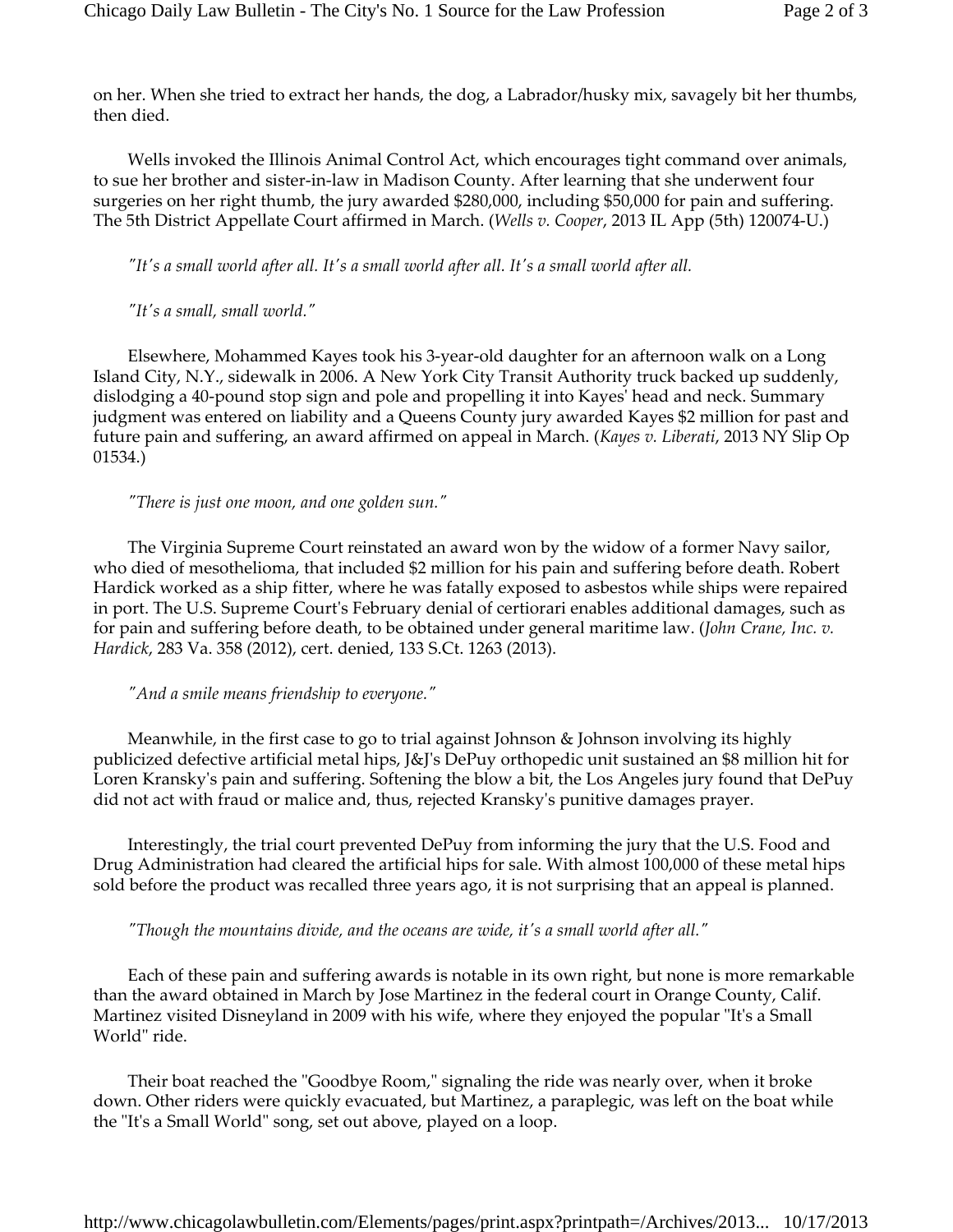on her. When she tried to extract her hands, the dog, a Labrador/husky mix, savagely bit her thumbs, then died.

Wells invoked the Illinois Animal Control Act, which encourages tight command over animals, to sue her brother and sister-in-law in Madison County. After learning that she underwent four surgeries on her right thumb, the jury awarded $280,000, including $50,000 for pain and suffering. The 5th District Appellate Court affirmed in March. (*Wells v. Cooper*, 2013 IL App (5th) 120074-U.)

*"It's a small world after all. It's a small world after all. It's a small world after all.*

*"It's a small, small world."*

Elsewhere, Mohammed Kayes took his 3-year-old daughter for an afternoon walk on a Long Island City, N.Y., sidewalk in 2006. A New York City Transit Authority truck backed up suddenly, dislodging a 40-pound stop sign and pole and propelling it into Kayes' head and neck. Summary judgment was entered on liability and a Queens County jury awarded Kayes $2 million for past and future pain and suffering, an award affirmed on appeal in March. (*Kayes v. Liberati*, 2013 NY Slip Op 01534.)

*"There is just one moon, and one golden sun."*

The Virginia Supreme Court reinstated an award won by the widow of a former Navy sailor, who died of mesothelioma, that included $2 million for his pain and suffering before death. Robert Hardick worked as a ship fitter, where he was fatally exposed to asbestos while ships were repaired in port. The U.S. Supreme Court's February denial of certiorari enables additional damages, such as for pain and suffering before death, to be obtained under general maritime law. (*John Crane, Inc. v. Hardick*, 283 Va. 358 (2012), cert. denied, 133 S.Ct. 1263 (2013).

*"And a smile means friendship to everyone."*

Meanwhile, in the first case to go to trial against Johnson & Johnson involving its highly publicized defective artificial metal hips, J&J's DePuy orthopedic unit sustained an $8 million hit for Loren Kransky's pain and suffering. Softening the blow a bit, the Los Angeles jury found that DePuy did not act with fraud or malice and, thus, rejected Kransky's punitive damages prayer.

Interestingly, the trial court prevented DePuy from informing the jury that the U.S. Food and Drug Administration had cleared the artificial hips for sale. With almost 100,000 of these metal hips sold before the product was recalled three years ago, it is not surprising that an appeal is planned.

*"Though the mountains divide, and the oceans are wide, it's a small world after all."*

Each of these pain and suffering awards is notable in its own right, but none is more remarkable than the award obtained in March by Jose Martinez in the federal court in Orange County, Calif. Martinez visited Disneyland in 2009 with his wife, where they enjoyed the popular "It's a Small World" ride.

Their boat reached the "Goodbye Room," signaling the ride was nearly over, when it broke down. Other riders were quickly evacuated, but Martinez, a paraplegic, was left on the boat while the "It's a Small World" song, set out above, played on a loop.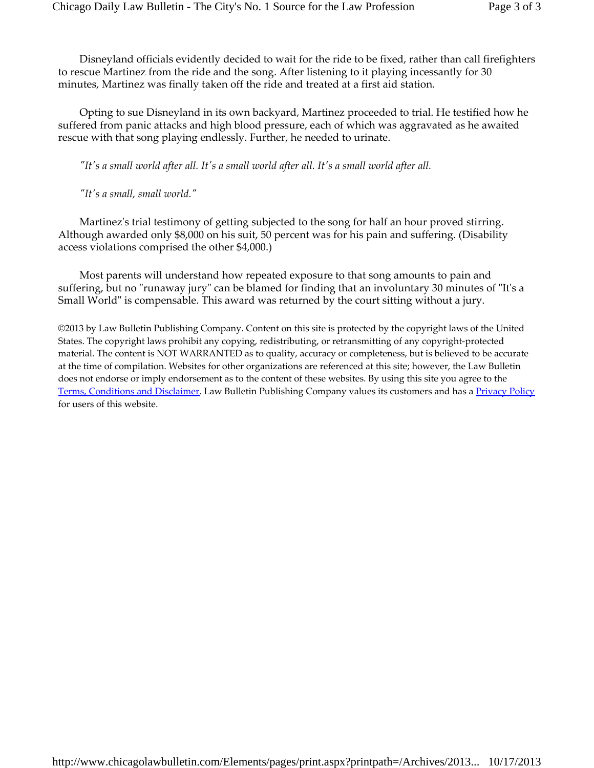Disneyland officials evidently decided to wait for the ride to be fixed, rather than call firefighters to rescue Martinez from the ride and the song. After listening to it playing incessantly for 30 minutes, Martinez was finally taken off the ride and treated at a first aid station.

Opting to sue Disneyland in its own backyard, Martinez proceeded to trial. He testified how he suffered from panic attacks and high blood pressure, each of which was aggravated as he awaited rescue with that song playing endlessly. Further, he needed to urinate.

*"It's a small world after all. It's a small world after all. It's a small world after all.*

*"It's a small, small world."*

Martinez's trial testimony of getting subjected to the song for half an hour proved stirring. Although awarded only $8,000 on his suit, 50 percent was for his pain and suffering. (Disability access violations comprised the other $4,000.)

Most parents will understand how repeated exposure to that song amounts to pain and suffering, but no "runaway jury" can be blamed for finding that an involuntary 30 minutes of "It's a Small World" is compensable. This award was returned by the court sitting without a jury.

©2013 by Law Bulletin Publishing Company. Content on this site is protected by the copyright laws of the United States. The copyright laws prohibit any copying, redistributing, or retransmitting of any copyright-protected material. The content is NOT WARRANTED as to quality, accuracy or completeness, but is believed to be accurate at the time of compilation. Websites for other organizations are referenced at this site; however, the Law Bulletin does not endorse or imply endorsement as to the content of these websites. By using this site you agree to the Terms, Conditions and Disclaimer. Law Bulletin Publishing Company values its customers and has a Privacy Policy for users of this website.